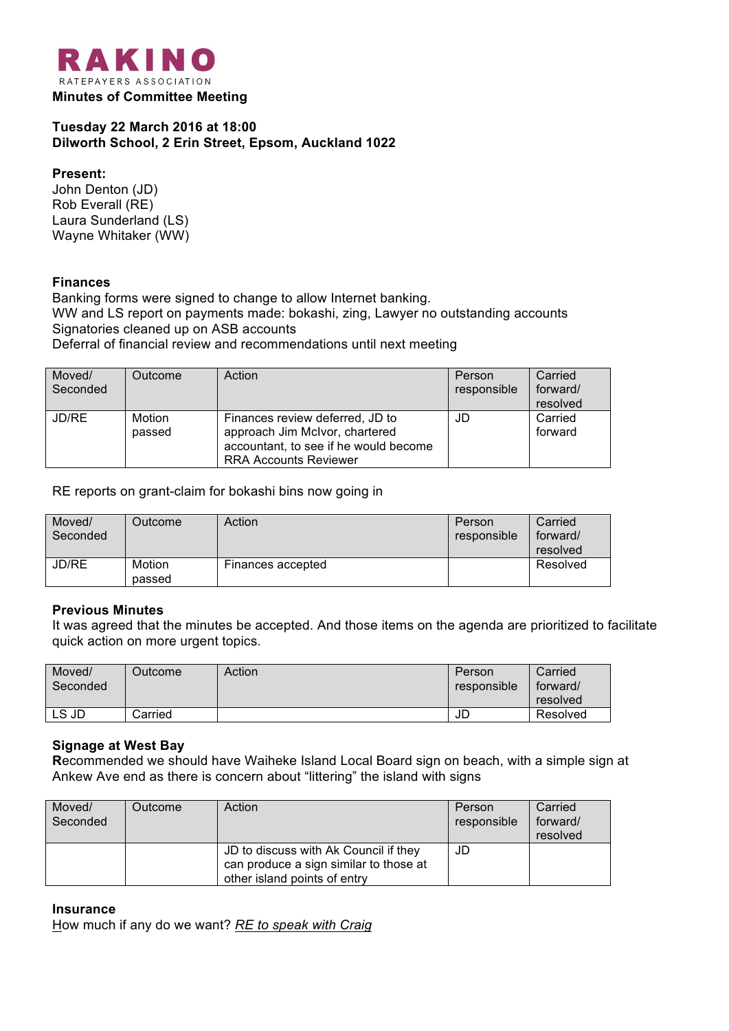# RAKINO

RATEPAYERS ASSOCIATION

**Minutes of Committee Meeting**

**Tuesday 22 March 2016 at 18:00**
**Dilworth School, 2 Erin Street, Epsom, Auckland 1022**

**Present:**
John Denton (JD)
Rob Everall (RE)
Laura Sunderland (LS)
Wayne Whitaker (WW)

**Finances**
Banking forms were signed to change to allow Internet banking.
WW and LS report on payments made: bokashi, zing, Lawyer no outstanding accounts
Signatories cleaned up on ASB accounts
Deferral of financial review and recommendations until next meeting

| Moved/ Seconded | Outcome | Action | Person responsible | Carried forward/ resolved |
|---|---|---|---|---|
| JD/RE | Motion passed | Finances review deferred, JD to approach Jim McIvor, chartered accountant, to see if he would become RRA Accounts Reviewer | JD | Carried forward |

RE reports on grant-claim for bokashi bins now going in

| Moved/ Seconded | Outcome | Action | Person responsible | Carried forward/ resolved |
|---|---|---|---|---|
| JD/RE | Motion passed | Finances accepted | | Resolved |

**Previous Minutes**
It was agreed that the minutes be accepted. And those items on the agenda are prioritized to facilitate quick action on more urgent topics.

| Moved/ Seconded | Outcome | Action | Person responsible | Carried forward/ resolved |
|---|---|---|---|---|
| LS JD | Carried | | JD | Resolved |

**Signage at West Bay**
**R**ecommended we should have Waiheke Island Local Board sign on beach, with a simple sign at Ankew Ave end as there is concern about "littering" the island with signs

| Moved/ Seconded | Outcome | Action | Person responsible | Carried forward/ resolved |
|---|---|---|---|---|
| | | JD to discuss with Ak Council if they can produce a sign similar to those at other island points of entry | JD | |

**Insurance**
How much if any do we want? *RE to speak with Craig*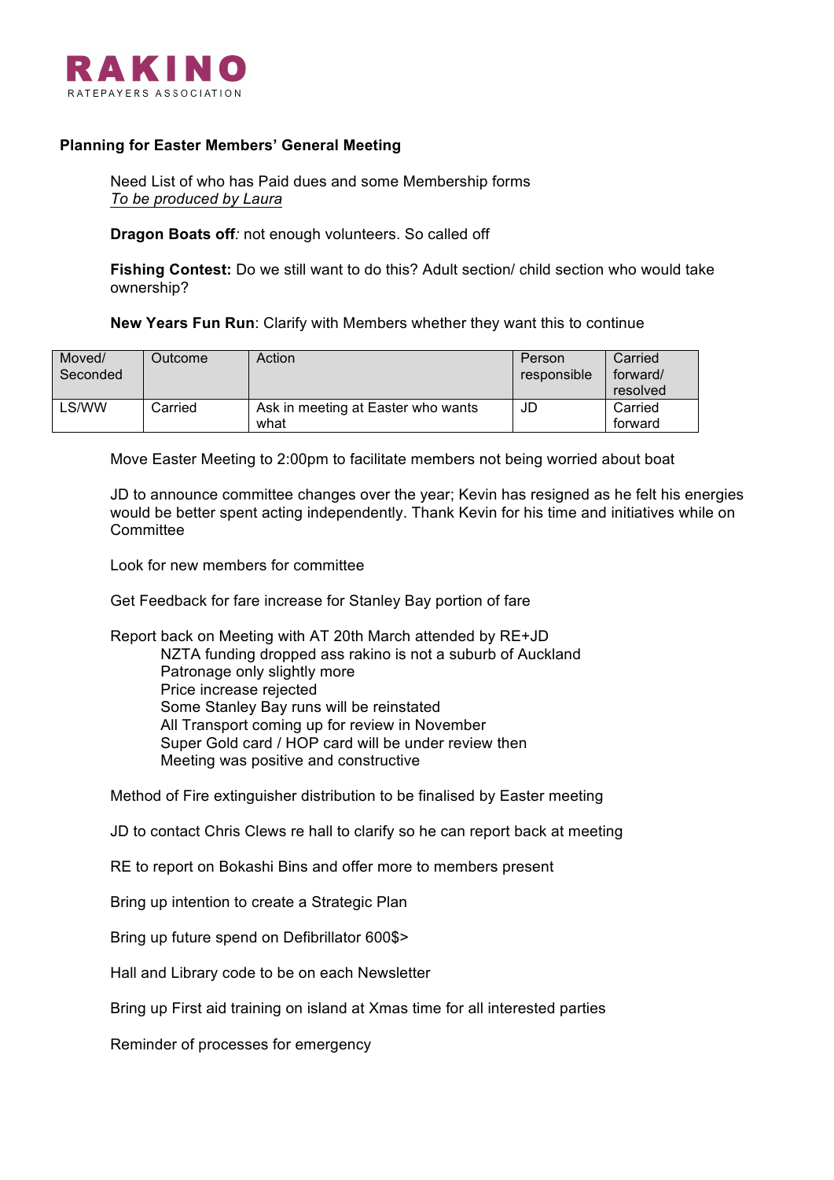**RAKINO**
RATEPAYERS ASSOCIATION

**Planning for Easter Members' General Meeting**

Need List of who has Paid dues and some Membership forms
*To be produced by Laura*

**Dragon Boats off***:* not enough volunteers. So called off

**Fishing Contest:** Do we still want to do this? Adult section/ child section who would take ownership?

**New Years Fun Run**: Clarify with Members whether they want this to continue

| Moved/ Seconded | Outcome | Action | Person responsible | Carried forward/ resolved |
|---|---|---|---|---|
| LS/WW | Carried | Ask in meeting at Easter who wants what | JD | Carried forward |

Move Easter Meeting to 2:00pm to facilitate members not being worried about boat

JD to announce committee changes over the year; Kevin has resigned as he felt his energies would be better spent acting independently. Thank Kevin for his time and initiatives while on Committee

Look for new members for committee

Get Feedback for fare increase for Stanley Bay portion of fare

Report back on Meeting with AT 20th March attended by RE+JD
- NZTA funding dropped ass rakino is not a suburb of Auckland
- Patronage only slightly more
- Price increase rejected
- Some Stanley Bay runs will be reinstated
- All Transport coming up for review in November
- Super Gold card / HOP card will be under review then
- Meeting was positive and constructive

Method of Fire extinguisher distribution to be finalised by Easter meeting

JD to contact Chris Clews re hall to clarify so he can report back at meeting

RE to report on Bokashi Bins and offer more to members present

Bring up intention to create a Strategic Plan

Bring up future spend on Defibrillator 600$>

Hall and Library code to be on each Newsletter

Bring up First aid training on island at Xmas time for all interested parties

Reminder of processes for emergency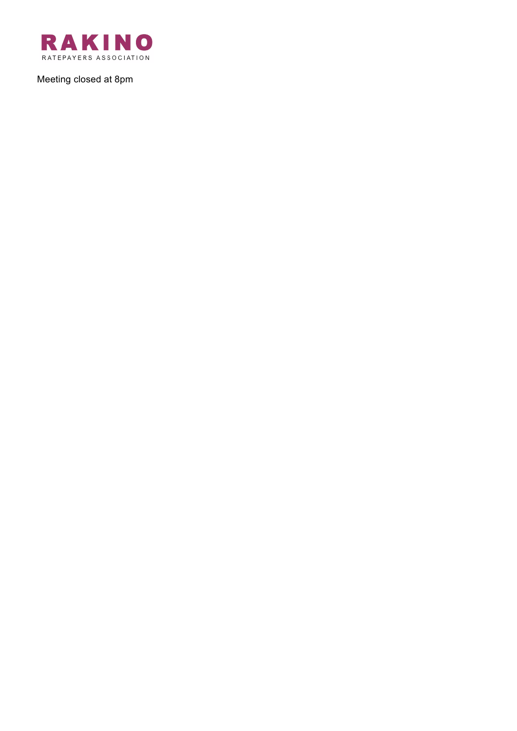Meeting closed at 8pm